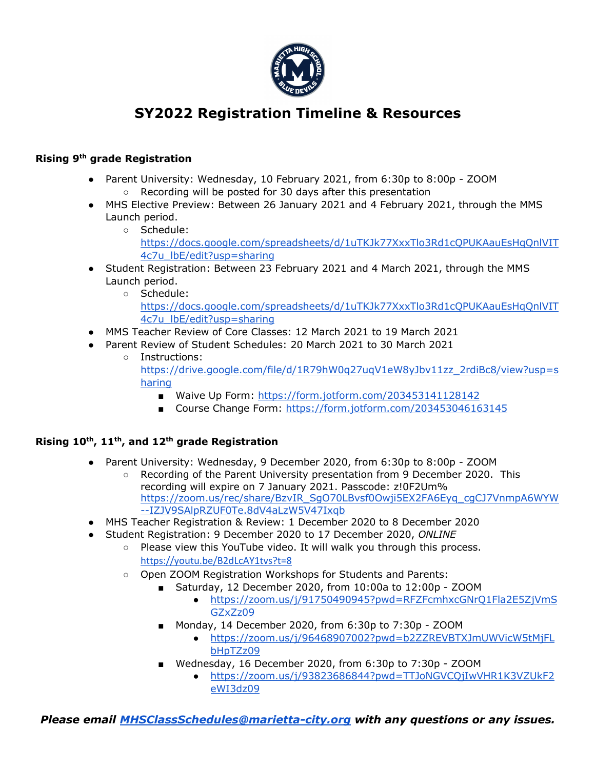# SY2022 Registration Timeline & Resources

### Rising 9th grade Registration

- Parent University: Wednesday, 10 February 2021, from 6:30p to 8:00p - ZOOM
  - Recording will be posted for 30 days after this presentation
- MHS Elective Preview: Between 26 January 2021 and 4 February 2021, through the MMS Launch period.
  - Schedule: https://docs.google.com/spreadsheets/d/1uTKJk77XxxTlo3Rd1cQPUKAauEsHqQnlVIT4c7u_lbE/edit?usp=sharing
- Student Registration: Between 23 February 2021 and 4 March 2021, through the MMS Launch period.
  - Schedule: https://docs.google.com/spreadsheets/d/1uTKJk77XxxTlo3Rd1cQPUKAauEsHqQnlVIT4c7u_lbE/edit?usp=sharing
- MMS Teacher Review of Core Classes: 12 March 2021 to 19 March 2021
- Parent Review of Student Schedules: 20 March 2021 to 30 March 2021
  - Instructions: https://drive.google.com/file/d/1R79hW0q27uqV1eW8yJbv11zz_2rdiBc8/view?usp=sharing
    - Waive Up Form: https://form.jotform.com/203453141128142
    - Course Change Form: https://form.jotform.com/203453046163145

### Rising 10th, 11th, and 12th grade Registration

- Parent University: Wednesday, 9 December 2020, from 6:30p to 8:00p - ZOOM
  - Recording of the Parent University presentation from 9 December 2020. This recording will expire on 7 January 2021. Passcode: z!0F2Um% https://zoom.us/rec/share/BzvIR_SgO70LBvsf0Owji5EX2FA6Eyq_cgCJ7VnmpA6WYW--IZJV9SAlpRZUF0Te.8dV4aLzW5V47Ixqb
- MHS Teacher Registration & Review: 1 December 2020 to 8 December 2020
- Student Registration: 9 December 2020 to 17 December 2020, *ONLINE*
  - Please view this YouTube video. It will walk you through this process. https://youtu.be/B2dLcAY1tvs?t=8
  - Open ZOOM Registration Workshops for Students and Parents:
    - Saturday, 12 December 2020, from 10:00a to 12:00p - ZOOM
      - https://zoom.us/j/91750490945?pwd=RFZFcmhxcGNrQ1Fla2E5ZjVmSGZxZz09
    - Monday, 14 December 2020, from 6:30p to 7:30p - ZOOM
      - https://zoom.us/j/96468907002?pwd=b2ZZREVBTXJmUWVicW5tMjFLbHpTZz09
    - Wednesday, 16 December 2020, from 6:30p to 7:30p - ZOOM
      - https://zoom.us/j/93823686844?pwd=TTJoNGVCQjIwVHR1K3VZUkF2eWI3dz09

***Please email MHSClassSchedules@marietta-city.org with any questions or any issues.***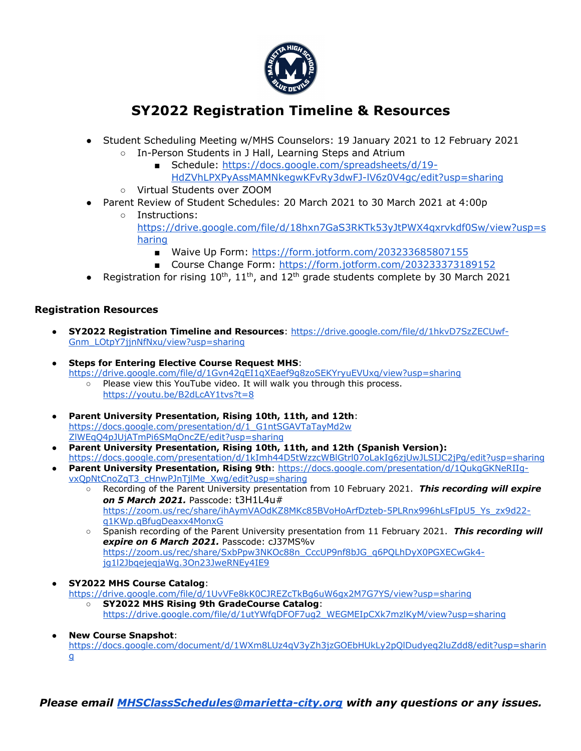# SY2022 Registration Timeline & Resources

- Student Scheduling Meeting w/MHS Counselors: 19 January 2021 to 12 February 2021
  - In-Person Students in J Hall, Learning Steps and Atrium
    - Schedule: https://docs.google.com/spreadsheets/d/19-HdZVhLPXPyAssMAMNkegwKFvRy3dwFJ-lV6z0V4gc/edit?usp=sharing
  - Virtual Students over ZOOM
- Parent Review of Student Schedules: 20 March 2021 to 30 March 2021 at 4:00p
  - Instructions: https://drive.google.com/file/d/18hxn7GaS3RKTk53yJtPWX4qxrvkdf0Sw/view?usp=sharing
    - Waive Up Form: https://form.jotform.com/203233685807155
    - Course Change Form: https://form.jotform.com/203233373189152
- Registration for rising 10th, 11th, and 12th grade students complete by 30 March 2021

### Registration Resources

- **SY2022 Registration Timeline and Resources**: https://drive.google.com/file/d/1hkvD7SzZECUwf-Gnm_LOtpY7jjnNfNxu/view?usp=sharing

- **Steps for Entering Elective Course Request MHS**: https://drive.google.com/file/d/1Gvn42qEI1qXEaef9g8zoSEKYryuEVUxq/view?usp=sharing
  - Please view this YouTube video. It will walk you through this process. https://youtu.be/B2dLcAY1tvs?t=8

- **Parent University Presentation, Rising 10th, 11th, and 12th**: https://docs.google.com/presentation/d/1_G1ntSGAVTaTayMd2wZIWEqQ4pJUjATmPi6SMqOncZE/edit?usp=sharing
- **Parent University Presentation, Rising 10th, 11th, and 12th (Spanish Version):** https://docs.google.com/presentation/d/1kImh44D5tWzzcWBlGtrl07oLakIg6zjUwJLSIJC2jPg/edit?usp=sharing
- **Parent University Presentation, Rising 9th**: https://docs.google.com/presentation/d/1QukgGKNeRIIg-vxQpNtCnoZqT3_cHnwPJnTjlMe_Xwg/edit?usp=sharing
  - Recording of the Parent University presentation from 10 February 2021. ***This recording will expire on 5 March 2021.*** Passcode: t3H1L4u# https://zoom.us/rec/share/ihAymVAOdKZ8MKc85BVoHoArfDzteb-5PLRnx996hLsFIpU5_Ys_zx9d22-q1KWp.qBfugDeaxx4MonxG
  - Spanish recording of the Parent University presentation from 11 February 2021. ***This recording will expire on 6 March 2021.*** Passcode: cJ37MS%v https://zoom.us/rec/share/SxbPpw3NKOc88n_CccUP9nf8bJG_q6PQLhDyX0PGXECwGk4-jg1l2JbqejeqjaWg.3On23JweRNEy4IE9

- **SY2022 MHS Course Catalog**: https://drive.google.com/file/d/1UvVFe8kK0CJREZcTkBg6uW6gx2M7G7YS/view?usp=sharing
  - **SY2022 MHS Rising 9th GradeCourse Catalog**: https://drive.google.com/file/d/1utYWfqDFOF7ug2_WEGMEIpCXk7mzlKyM/view?usp=sharing

- **New Course Snapshot**: https://docs.google.com/document/d/1WXm8LUz4qV3yZh3jzGOEbHUkLy2pQlDudyeq2luZdd8/edit?usp=sharing

***Please email MHSClassSchedules@marietta-city.org with any questions or any issues.***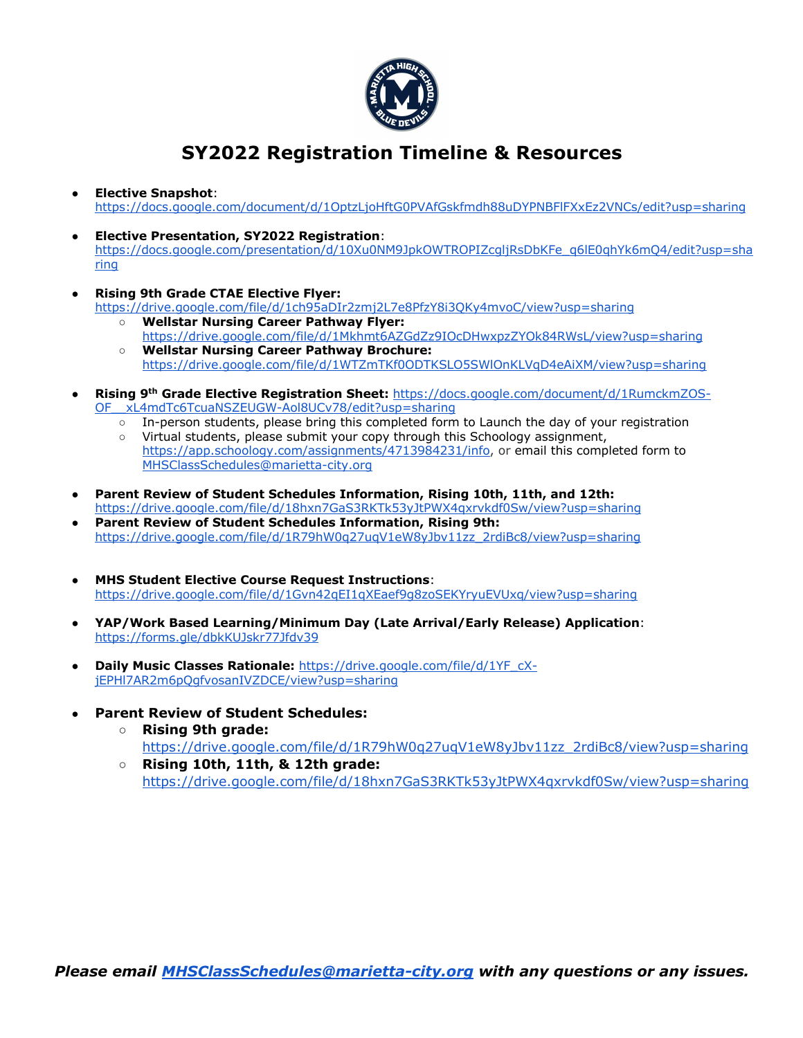# SY2022 Registration Timeline & Resources

- **Elective Snapshot**: https://docs.google.com/document/d/1OptzLjoHftG0PVAfGskfmdh88uDYPNBFlFXxEz2VNCs/edit?usp=sharing
- **Elective Presentation, SY2022 Registration**: https://docs.google.com/presentation/d/10Xu0NM9JpkOWTROPIZcgljRsDbKFe_q6lE0qhYk6mQ4/edit?usp=sharing
- **Rising 9th Grade CTAE Elective Flyer:** https://drive.google.com/file/d/1ch95aDIr2zmj2L7e8PfzY8i3QKy4mvoC/view?usp=sharing
  - **Wellstar Nursing Career Pathway Flyer:** https://drive.google.com/file/d/1Mkhmt6AZGdZz9IOcDHwxpzZYOk84RWsL/view?usp=sharing
  - **Wellstar Nursing Career Pathway Brochure:** https://drive.google.com/file/d/1WTZmTKf0ODTKSLO5SWIOnKLVqD4eAiXM/view?usp=sharing
- **Rising 9th Grade Elective Registration Sheet:** https://docs.google.com/document/d/1RumckmZOS-OF__xL4mdTc6TcuaNSZEUGW-Aol8UCv78/edit?usp=sharing
  - In-person students, please bring this completed form to Launch the day of your registration
  - Virtual students, please submit your copy through this Schoology assignment, https://app.schoology.com/assignments/4713984231/info, or email this completed form to MHSClassSchedules@marietta-city.org
- **Parent Review of Student Schedules Information, Rising 10th, 11th, and 12th:** https://drive.google.com/file/d/18hxn7GaS3RKTk53yJtPWX4qxrvkdf0Sw/view?usp=sharing
- **Parent Review of Student Schedules Information, Rising 9th:** https://drive.google.com/file/d/1R79hW0q27uqV1eW8yJbv11zz_2rdiBc8/view?usp=sharing
- **MHS Student Elective Course Request Instructions**: https://drive.google.com/file/d/1Gvn42qEI1qXEaef9g8zoSEKYryuEVUxq/view?usp=sharing
- **YAP/Work Based Learning/Minimum Day (Late Arrival/Early Release) Application**: https://forms.gle/dbkKUJskr77Jfdv39
- **Daily Music Classes Rationale:** https://drive.google.com/file/d/1YF_cX-jEPHl7AR2m6pQgfvosanIVZDCE/view?usp=sharing
- **Parent Review of Student Schedules:**
  - **Rising 9th grade:** https://drive.google.com/file/d/1R79hW0q27uqV1eW8yJbv11zz_2rdiBc8/view?usp=sharing
  - **Rising 10th, 11th, & 12th grade:** https://drive.google.com/file/d/18hxn7GaS3RKTk53yJtPWX4qxrvkdf0Sw/view?usp=sharing

***Please email MHSClassSchedules@marietta-city.org with any questions or any issues.***